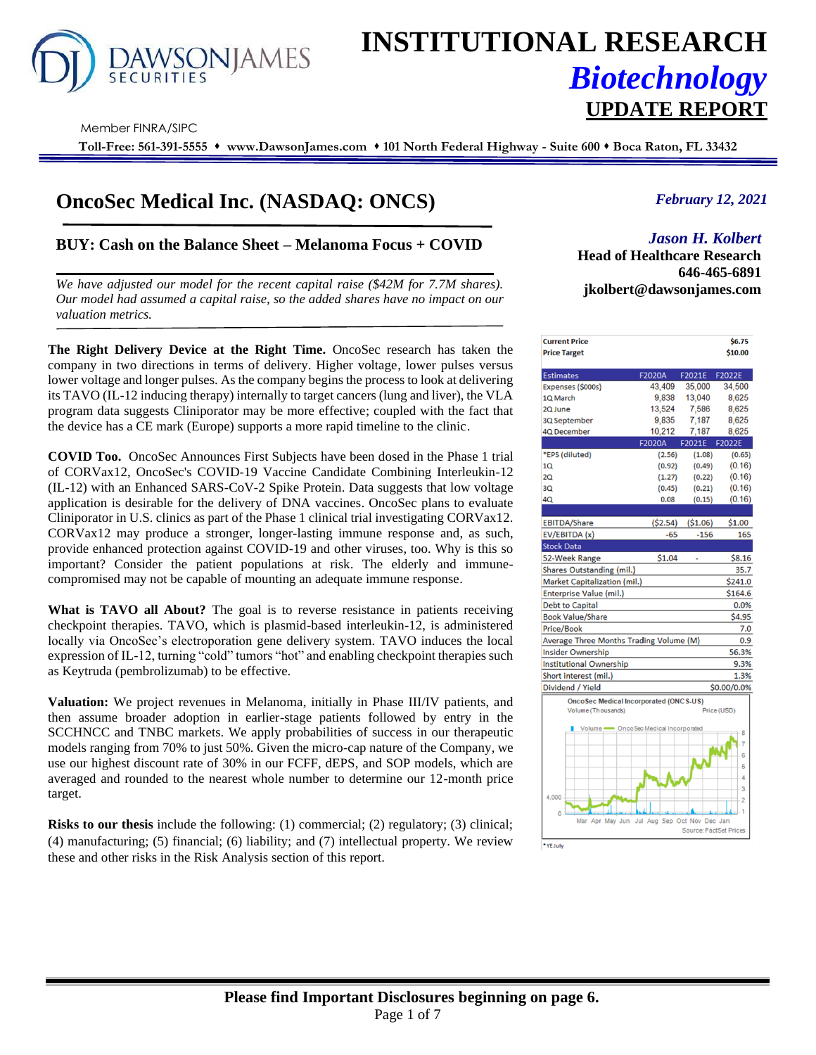# INSTITUTIONAL RESEARCH
## *Biotechnology*
## UPDATE REPORT

Member FINRA/SIPC

**Toll-Free: 561-391-5555 ♦ www.DawsonJames.com ♦ 101 North Federal Highway - Suite 600 ♦ Boca Raton, FL 33432**

# OncoSec Medical Inc. (NASDAQ: ONCS)

*February 12, 2021*

## BUY: Cash on the Balance Sheet – Melanoma Focus + COVID

*We have adjusted our model for the recent capital raise ($42M for 7.7M shares). Our model had assumed a capital raise, so the added shares have no impact on our valuation metrics.*

*Jason H. Kolbert*
**Head of Healthcare Research**
**646-465-6891**
**jkolbert@dawsonjames.com**

**The Right Delivery Device at the Right Time.** OncoSec research has taken the company in two directions in terms of delivery. Higher voltage, lower pulses versus lower voltage and longer pulses. As the company begins the process to look at delivering its TAVO (IL-12 inducing therapy) internally to target cancers (lung and liver), the VLA program data suggests Cliniporator may be more effective; coupled with the fact that the device has a CE mark (Europe) supports a more rapid timeline to the clinic.

**COVID Too.** OncoSec Announces First Subjects have been dosed in the Phase 1 trial of CORVax12, OncoSec's COVID-19 Vaccine Candidate Combining Interleukin-12 (IL-12) with an Enhanced SARS-CoV-2 Spike Protein. Data suggests that low voltage application is desirable for the delivery of DNA vaccines. OncoSec plans to evaluate Cliniporator in U.S. clinics as part of the Phase 1 clinical trial investigating CORVax12. CORVax12 may produce a stronger, longer-lasting immune response and, as such, provide enhanced protection against COVID-19 and other viruses, too. Why is this so important? Consider the patient populations at risk. The elderly and immune-compromised may not be capable of mounting an adequate immune response.

**What is TAVO all About?** The goal is to reverse resistance in patients receiving checkpoint therapies. TAVO, which is plasmid-based interleukin-12, is administered locally via OncoSec's electroporation gene delivery system. TAVO induces the local expression of IL-12, turning "cold" tumors "hot" and enabling checkpoint therapies such as Keytruda (pembrolizumab) to be effective.

**Valuation:** We project revenues in Melanoma, initially in Phase III/IV patients, and then assume broader adoption in earlier-stage patients followed by entry in the SCCHNCC and TNBC markets. We apply probabilities of success in our therapeutic models ranging from 70% to just 50%. Given the micro-cap nature of the Company, we use our highest discount rate of 30% in our FCFF, dEPS, and SOP models, which are averaged and rounded to the nearest whole number to determine our 12-month price target.

**Risks to our thesis** include the following: (1) commercial; (2) regulatory; (3) clinical; (4) manufacturing; (5) financial; (6) liability; and (7) intellectual property. We review these and other risks in the Risk Analysis section of this report.

| | | | |
|---|---|---|---|
| **Current Price** | | | **$6.75** |
| **Price Target** | | | **$10.00** |
| **Estimates** | **F2020A** | **F2021E** | **F2022E** |
| Expenses ($000s) | 43,409 | 35,000 | 34,500 |
| 1Q March | 9,838 | 13,040 | 8,625 |
| 2Q June | 13,524 | 7,586 | 8,625 |
| 3Q September | 9,835 | 7,187 | 8,625 |
| 4Q December | 10,212 | 7,187 | 8,625 |
| | **F2020A** | **F2021E** | **F2022E** |
| *EPS (diluted) | (2.56) | (1.08) | (0.65) |
| 1Q | (0.92) | (0.49) | (0.16) |
| 2Q | (1.27) | (0.22) | (0.16) |
| 3Q | (0.45) | (0.21) | (0.16) |
| 4Q | 0.08 | (0.15) | (0.16) |
| EBITDA/Share | ($2.54) | ($1.06) | $1.00 |
| EV/EBITDA (x) | -65 | -156 | 165 |
| **Stock Data** | | | |
| 52-Week Range | $1.04 | - | $8.16 |
| Shares Outstanding (mil.) | | | 35.7 |
| Market Capitalization (mil.) | | | $241.0 |
| Enterprise Value (mil.) | | | $164.6 |
| Debt to Capital | | | 0.0% |
| Book Value/Share | | | $4.95 |
| Price/Book | | | 7.0 |
| Average Three Months Trading Volume (M) | | | 0.9 |
| Insider Ownership | | | 56.3% |
| Institutional Ownership | | | 9.3% |
| Short interest (mil.) | | | 1.3% |
| Dividend / Yield | | | $0.00/0.0% |

OncoSec Medical Incorporated (ONCS-US)
Volume (Thousands) — Price (USD)
Source: FactSet Prices

*YE July

**Please find Important Disclosures beginning on page 6.**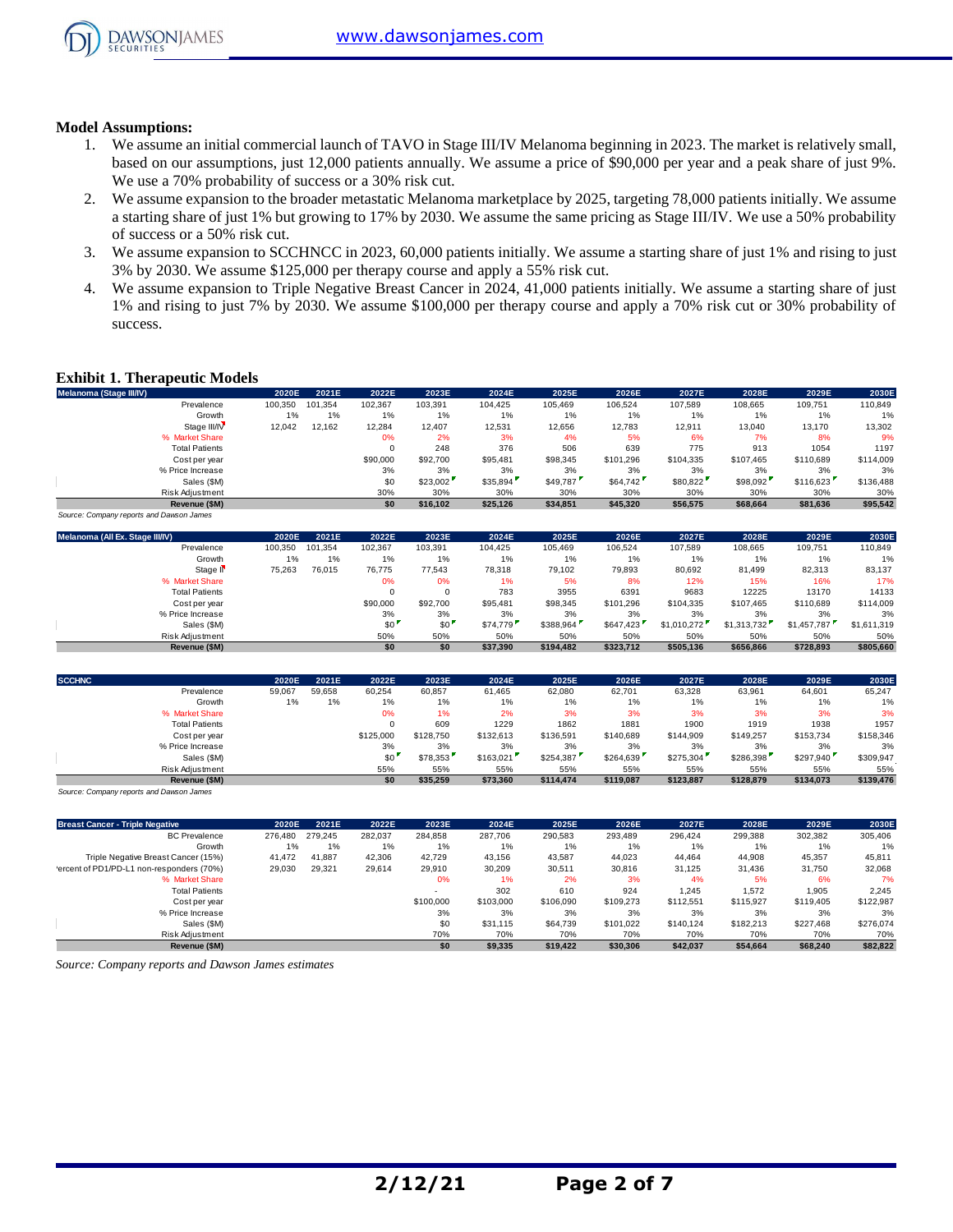**Model Assumptions:**

1. We assume an initial commercial launch of TAVO in Stage III/IV Melanoma beginning in 2023. The market is relatively small, based on our assumptions, just 12,000 patients annually. We assume a price of $90,000 per year and a peak share of just 9%. We use a 70% probability of success or a 30% risk cut.
2. We assume expansion to the broader metastatic Melanoma marketplace by 2025, targeting 78,000 patients initially. We assume a starting share of just 1% but growing to 17% by 2030. We assume the same pricing as Stage III/IV. We use a 50% probability of success or a 50% risk cut.
3. We assume expansion to SCCHNCC in 2023, 60,000 patients initially. We assume a starting share of just 1% and rising to just 3% by 2030. We assume $125,000 per therapy course and apply a 55% risk cut.
4. We assume expansion to Triple Negative Breast Cancer in 2024, 41,000 patients initially. We assume a starting share of just 1% and rising to just 7% by 2030. We assume $100,000 per therapy course and apply a 70% risk cut or 30% probability of success.

**Exhibit 1. Therapeutic Models**

| Melanoma (Stage III/IV) | 2020E | 2021E | 2022E | 2023E | 2024E | 2025E | 2026E | 2027E | 2028E | 2029E | 2030E |
|---|---|---|---|---|---|---|---|---|---|---|---|
| Prevalence | 100,350 | 101,354 | 102,367 | 103,391 | 104,425 | 105,469 | 106,524 | 107,589 | 108,665 | 109,751 | 110,849 |
| Growth | 1% | 1% | 1% | 1% | 1% | 1% | 1% | 1% | 1% | 1% | 1% |
| Stage III/IV | 12,042 | 12,162 | 12,284 | 12,407 | 12,531 | 12,656 | 12,783 | 12,911 | 13,040 | 13,170 | 13,302 |
| % Market Share | | | 0% | 2% | 3% | 4% | 5% | 6% | 7% | 8% | 9% |
| Total Patients | | | 0 | 248 | 376 | 506 | 639 | 775 | 913 | 1054 | 1197 |
| Cost per year | | | $90,000 | $92,700 | $95,481 | $98,345 | $101,296 | $104,335 | $107,465 | $110,689 | $114,009 |
| % Price Increase | | | 3% | 3% | 3% | 3% | 3% | 3% | 3% | 3% | 3% |
| Sales ($M) | | | $0 | $23,002 | $35,894 | $49,787 | $64,742 | $80,822 | $98,092 | $116,623 | $136,488 |
| Risk Adjustment | | | 30% | 30% | 30% | 30% | 30% | 30% | 30% | 30% | 30% |
| **Revenue ($M)** | | | **$0** | **$16,102** | **$25,126** | **$34,851** | **$45,320** | **$56,575** | **$68,664** | **$81,636** | **$95,542** |

*Source: Company reports and Dawson James*

| Melanoma (All Ex. Stage III/IV) | 2020E | 2021E | 2022E | 2023E | 2024E | 2025E | 2026E | 2027E | 2028E | 2029E | 2030E |
|---|---|---|---|---|---|---|---|---|---|---|---|
| Prevalence | 100,350 | 101,354 | 102,367 | 103,391 | 104,425 | 105,469 | 106,524 | 107,589 | 108,665 | 109,751 | 110,849 |
| Growth | 1% | 1% | 1% | 1% | 1% | 1% | 1% | 1% | 1% | 1% | 1% |
| Stage II | 75,263 | 76,015 | 76,775 | 77,543 | 78,318 | 79,102 | 79,893 | 80,692 | 81,499 | 82,313 | 83,137 |
| % Market Share | | | 0% | 0% | 1% | 5% | 8% | 12% | 15% | 16% | 17% |
| Total Patients | | | 0 | 0 | 783 | 3955 | 6391 | 9683 | 12225 | 13170 | 14133 |
| Cost per year | | | $90,000 | $92,700 | $95,481 | $98,345 | $101,296 | $104,335 | $107,465 | $110,689 | $114,009 |
| % Price Increase | | | 3% | 3% | 3% | 3% | 3% | 3% | 3% | 3% | 3% |
| Sales ($M) | | | $0 | $0 | $74,779 | $388,964 | $647,423 | $1,010,272 | $1,313,732 | $1,457,787 | $1,611,319 |
| Risk Adjustment | | | 50% | 50% | 50% | 50% | 50% | 50% | 50% | 50% | 50% |
| **Revenue ($M)** | | | **$0** | **$0** | **$37,390** | **$194,482** | **$323,712** | **$505,136** | **$656,866** | **$728,893** | **$805,660** |

| SCCHNC | 2020E | 2021E | 2022E | 2023E | 2024E | 2025E | 2026E | 2027E | 2028E | 2029E | 2030E |
|---|---|---|---|---|---|---|---|---|---|---|---|
| Prevalence | 59,067 | 59,658 | 60,254 | 60,857 | 61,465 | 62,080 | 62,701 | 63,328 | 63,961 | 64,601 | 65,247 |
| Growth | 1% | 1% | 1% | 1% | 1% | 1% | 1% | 1% | 1% | 1% | 1% |
| % Market Share | | | 0% | 1% | 2% | 3% | 3% | 3% | 3% | 3% | 3% |
| Total Patients | | | 0 | 609 | 1229 | 1862 | 1881 | 1900 | 1919 | 1938 | 1957 |
| Cost per year | | | $125,000 | $128,750 | $132,613 | $136,591 | $140,689 | $144,909 | $149,257 | $153,734 | $158,346 |
| % Price Increase | | | 3% | 3% | 3% | 3% | 3% | 3% | 3% | 3% | 3% |
| Sales ($M) | | | $0 | $78,353 | $163,021 | $254,387 | $264,639 | $275,304 | $286,398 | $297,940 | $309,947 |
| Risk Adjustment | | | 55% | 55% | 55% | 55% | 55% | 55% | 55% | 55% | 55% |
| **Revenue ($M)** | | | **$0** | **$35,259** | **$73,360** | **$114,474** | **$119,087** | **$123,887** | **$128,879** | **$134,073** | **$139,476** |

*Source: Company reports and Dawson James*

| Breast Cancer - Triple Negative | 2020E | 2021E | 2022E | 2023E | 2024E | 2025E | 2026E | 2027E | 2028E | 2029E | 2030E |
|---|---|---|---|---|---|---|---|---|---|---|---|
| BC Prevalence | 276,480 | 279,245 | 282,037 | 284,858 | 287,706 | 290,583 | 293,489 | 296,424 | 299,388 | 302,382 | 305,406 |
| Growth | 1% | 1% | 1% | 1% | 1% | 1% | 1% | 1% | 1% | 1% | 1% |
| Triple Negative Breast Cancer (15%) | 41,472 | 41,887 | 42,306 | 42,729 | 43,156 | 43,587 | 44,023 | 44,464 | 44,908 | 45,357 | 45,811 |
| Percent of PD1/PD-L1 non-responders (70%) | 29,030 | 29,321 | 29,614 | 29,910 | 30,209 | 30,511 | 30,816 | 31,125 | 31,436 | 31,750 | 32,068 |
| % Market Share | | | | 0% | 1% | 2% | 3% | 4% | 5% | 6% | 7% |
| Total Patients | | | | - | 302 | 610 | 924 | 1,245 | 1,572 | 1,905 | 2,245 |
| Cost per year | | | | $100,000 | $103,000 | $106,090 | $109,273 | $112,551 | $115,927 | $119,405 | $122,987 |
| % Price Increase | | | | 3% | 3% | 3% | 3% | 3% | 3% | 3% | 3% |
| Sales ($M) | | | | $0 | $31,115 | $64,739 | $101,022 | $140,124 | $182,213 | $227,468 | $276,074 |
| Risk Adjustment | | | | 70% | 70% | 70% | 70% | 70% | 70% | 70% | 70% |
| **Revenue ($M)** | | | | **$0** | **$9,335** | **$19,422** | **$30,306** | **$42,037** | **$54,664** | **$68,240** | **$82,822** |

*Source: Company reports and Dawson James estimates*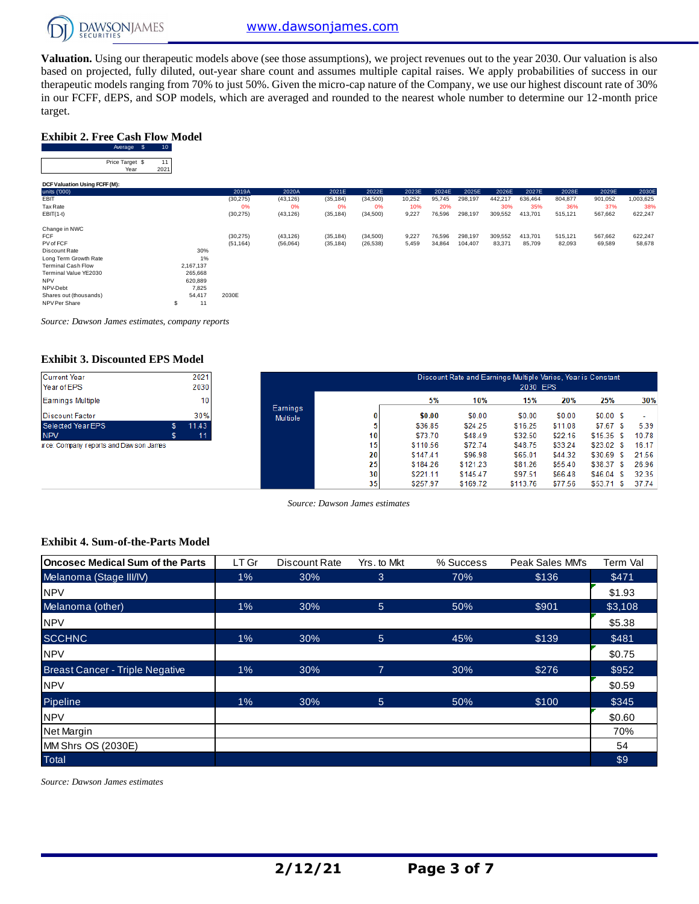**Valuation.** Using our therapeutic models above (see those assumptions), we project revenues out to the year 2030. Our valuation is also based on projected, fully diluted, out-year share count and assumes multiple capital raises. We apply probabilities of success in our therapeutic models ranging from 70% to just 50%. Given the micro-cap nature of the Company, we use our highest discount rate of 30% in our FCFF, dEPS, and SOP models, which are averaged and rounded to the nearest whole number to determine our 12-month price target.

### Exhibit 2. Free Cash Flow Model

| | | |
|---|---|---|
| Average | $ | 10 |

| | | |
|---|---|---|
| Price Target | $ | 11 |
| Year | | 2021 |

**DCF Valuation Using FCFF (M):**

| units ('000) | | 2019A | 2020A | 2021E | 2022E | 2023E | 2024E | 2025E | 2026E | 2027E | 2028E | 2029E | 2030E |
|---|---|---|---|---|---|---|---|---|---|---|---|---|---|
| EBIT | | (30,275) | (43,126) | (35,184) | (34,500) | 10,252 | 95,745 | 298,197 | 442,217 | 636,464 | 804,877 | 901,052 | 1,003,625 |
| Tax Rate | | 0% | 0% | 0% | 0% | 10% | 20% | | 30% | 35% | 36% | 37% | 38% |
| EBIT(1-t) | | (30,275) | (43,126) | (35,184) | (34,500) | 9,227 | 76,596 | 298,197 | 309,552 | 413,701 | 515,121 | 567,662 | 622,247 |
| | | | | | | | | | | | | | |
| Change in NWC | | | | | | | | | | | | | |
| FCF | | (30,275) | (43,126) | (35,184) | (34,500) | 9,227 | 76,596 | 298,197 | 309,552 | 413,701 | 515,121 | 567,662 | 622,247 |
| PV of FCF | | (51,164) | (56,064) | (35,184) | (26,538) | 5,459 | 34,864 | 104,407 | 83,371 | 85,709 | 82,093 | 69,589 | 58,678 |
| Discount Rate | 30% | | | | | | | | | | | | |
| Long Term Growth Rate | 1% | | | | | | | | | | | | |
| Terminal Cash Flow | 2,167,137 | | | | | | | | | | | | |
| Terminal Value YE2030 | 265,668 | | | | | | | | | | | | |
| NPV | 620,889 | | | | | | | | | | | | |
| NPV-Debt | 7,825 | | | | | | | | | | | | |
| Shares out (thousands) | 54,417 | 2030E | | | | | | | | | | | |
| NPV Per Share | $ 11 | | | | | | | | | | | | |

*Source: Dawson James estimates, company reports*

### Exhibit 3. Discounted EPS Model

| | | |
|---|---|---|
| Current Year | | 2021 |
| Year of EPS | | 2030 |
| Earnings Multiple | | 10 |
| Discount Factor | | 30% |
| Selected Year EPS | $ | 11.43 |
| NPV | $ | 11 |

rce: Company reports and Dawson James

Discount Rate and Earnings Multiple Varies, Year is Constant — 2030 EPS

| Earnings Multiple | 5% | 10% | 15% | 20% | 25% | 30% |
|---|---|---|---|---|---|---|
| 0 | $0.00 | $0.00 | $0.00 | $0.00 | $0.00 | $ - |
| 5 | $36.85 | $24.25 | $16.25 | $11.08 | $7.67 | $ 5.39 |
| 10 | $73.70 | $48.49 | $32.50 | $22.16 | $15.35 | $ 10.78 |
| 15 | $110.56 | $72.74 | $48.75 | $33.24 | $23.02 | $ 16.17 |
| 20 | $147.41 | $96.98 | $65.01 | $44.32 | $30.69 | $ 21.56 |
| 25 | $184.26 | $121.23 | $81.26 | $55.40 | $38.37 | $ 26.96 |
| 30 | $221.11 | $145.47 | $97.51 | $66.48 | $46.04 | $ 32.35 |
| 35 | $257.97 | $169.72 | $113.76 | $77.56 | $53.71 | $ 37.74 |

*Source: Dawson James estimates*

### Exhibit 4. Sum-of-the-Parts Model

| Oncosec Medical Sum of the Parts | LT Gr | Discount Rate | Yrs. to Mkt | % Success | Peak Sales MM's | Term Val |
|---|---|---|---|---|---|---|
| Melanoma (Stage III/IV) | 1% | 30% | 3 | 70% | $136 | $471 |
| NPV | | | | | | $1.93 |
| Melanoma (other) | 1% | 30% | 5 | 50% | $901 | $3,108 |
| NPV | | | | | | $5.38 |
| SCCHNC | 1% | 30% | 5 | 45% | $139 | $481 |
| NPV | | | | | | $0.75 |
| Breast Cancer - Triple Negative | 1% | 30% | 7 | 30% | $276 | $952 |
| NPV | | | | | | $0.59 |
| Pipeline | 1% | 30% | 5 | 50% | $100 | $345 |
| NPV | | | | | | $0.60 |
| Net Margin | | | | | | 70% |
| MM Shrs OS (2030E) | | | | | | 54 |
| Total | | | | | | $9 |

*Source: Dawson James estimates*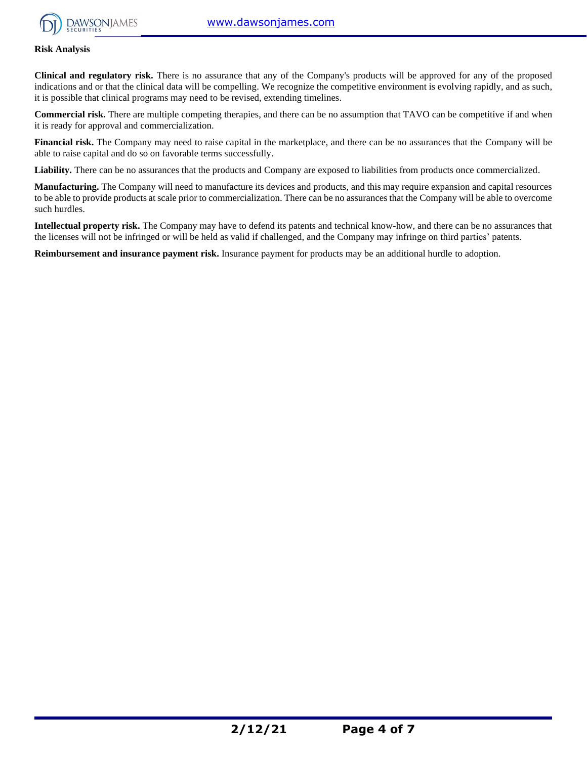**Risk Analysis**

**Clinical and regulatory risk.** There is no assurance that any of the Company's products will be approved for any of the proposed indications and or that the clinical data will be compelling. We recognize the competitive environment is evolving rapidly, and as such, it is possible that clinical programs may need to be revised, extending timelines.

**Commercial risk.** There are multiple competing therapies, and there can be no assumption that TAVO can be competitive if and when it is ready for approval and commercialization.

**Financial risk.** The Company may need to raise capital in the marketplace, and there can be no assurances that the Company will be able to raise capital and do so on favorable terms successfully.

**Liability.** There can be no assurances that the products and Company are exposed to liabilities from products once commercialized.

**Manufacturing.** The Company will need to manufacture its devices and products, and this may require expansion and capital resources to be able to provide products at scale prior to commercialization. There can be no assurances that the Company will be able to overcome such hurdles.

**Intellectual property risk.** The Company may have to defend its patents and technical know-how, and there can be no assurances that the licenses will not be infringed or will be held as valid if challenged, and the Company may infringe on third parties' patents.

**Reimbursement and insurance payment risk.** Insurance payment for products may be an additional hurdle to adoption.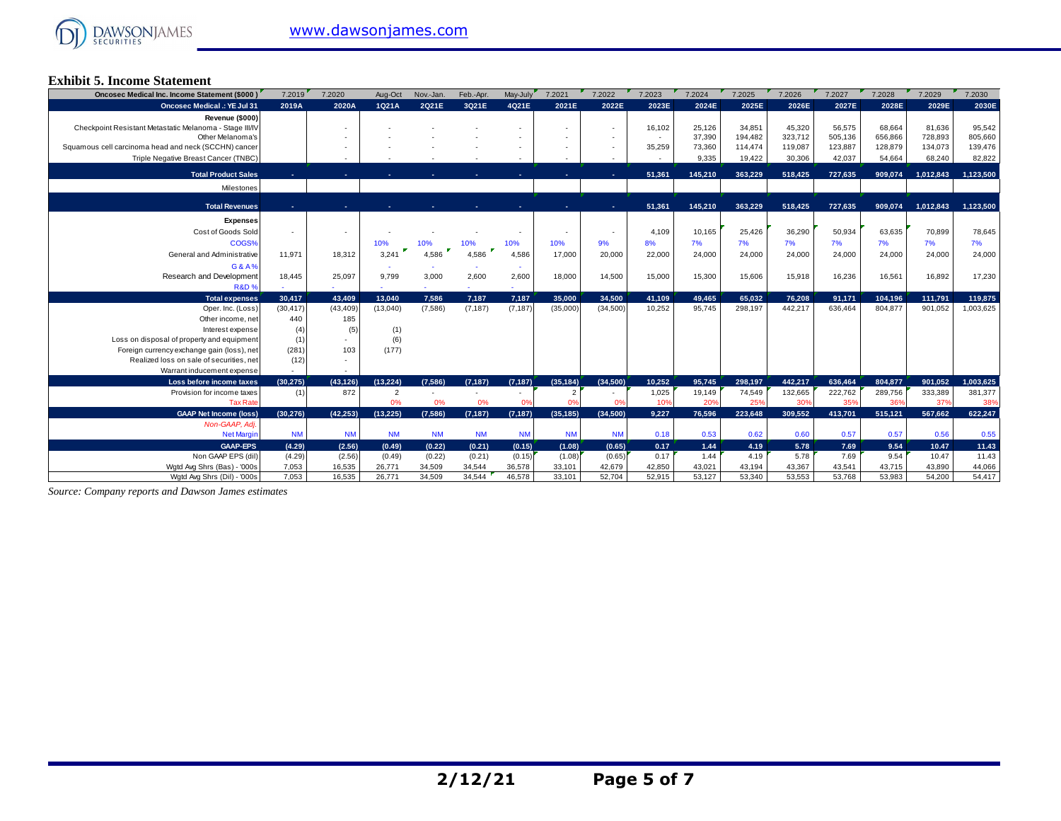### Exhibit 5. Income Statement

| Oncosec Medical Inc. Income Statement ($000) | 7.2019 | 7.2020 | Aug-Oct | Nov.-Jan. | Feb.-Apr. | May-July | 7.2021 | 7.2022 | 7.2023 | 7.2024 | 7.2025 | 7.2026 | 7.2027 | 7.2028 | 7.2029 | 7.2030 |
|---|---|---|---|---|---|---|---|---|---|---|---|---|---|---|---|---|
| **Oncosec Medical.: YE Jul 31** | **2019A** | **2020A** | **1Q21A** | **2Q21E** | **3Q21E** | **4Q21E** | **2021E** | **2022E** | **2023E** | **2024E** | **2025E** | **2026E** | **2027E** | **2028E** | **2029E** | **2030E** |
| **Revenue ($000)** | | | | | | | | | | | | | | | | |
| Checkpoint Resistant Metastatic Melanoma - Stage III/IV | | - | - | - | - | - | - | - | 16,102 | 25,126 | 34,851 | 45,320 | 56,575 | 68,664 | 81,636 | 95,542 |
| Other Melanoma's | | - | - | - | - | - | - | - | - | 37,390 | 194,482 | 323,712 | 505,136 | 656,866 | 728,893 | 805,660 |
| Squamous cell carcinoma head and neck (SCCHN) cancer | | - | - | - | - | - | - | - | 35,259 | 73,360 | 114,474 | 119,087 | 123,887 | 128,879 | 134,073 | 139,476 |
| Triple Negative Breast Cancer (TNBC) | | - | - | - | - | - | - | - | - | 9,335 | 19,422 | 30,306 | 42,037 | 54,664 | 68,240 | 82,822 |
| **Total Product Sales** | - | - | - | - | - | - | - | - | **51,361** | **145,210** | **363,229** | **518,425** | **727,635** | **909,074** | **1,012,843** | **1,123,500** |
| Milestones | | | | | | | | | | | | | | | | |
| **Total Revenues** | - | - | - | - | - | - | - | - | **51,361** | **145,210** | **363,229** | **518,425** | **727,635** | **909,074** | **1,012,843** | **1,123,500** |
| **Expenses** | | | | | | | | | | | | | | | | |
| Cost of Goods Sold | - | - | - | - | - | - | - | - | 4,109 | 10,165 | 25,426 | 36,290 | 50,934 | 63,635 | 70,899 | 78,645 |
| COGS% | | | 10% | 10% | 10% | 10% | 10% | 9% | 8% | 7% | 7% | 7% | 7% | 7% | 7% | 7% |
| General and Administrative | 11,971 | 18,312 | 3,241 | 4,586 | 4,586 | 4,586 | 17,000 | 20,000 | 22,000 | 24,000 | 24,000 | 24,000 | 24,000 | 24,000 | 24,000 | 24,000 |
| G & A % | | | - | - | - | - | | | | | | | | | | |
| Research and Development | 18,445 | 25,097 | 9,799 | 3,000 | 2,600 | 2,600 | 18,000 | 14,500 | 15,000 | 15,300 | 15,606 | 15,918 | 16,236 | 16,561 | 16,892 | 17,230 |
| R&D % | - | - | - | - | - | - | | | | | | | | | | |
| **Total expenses** | **30,417** | **43,409** | **13,040** | **7,586** | **7,187** | **7,187** | **35,000** | **34,500** | **41,109** | **49,465** | **65,032** | **76,208** | **91,171** | **104,196** | **111,791** | **119,875** |
| Oper. Inc. (Loss) | (30,417) | (43,409) | (13,040) | (7,586) | (7,187) | (7,187) | (35,000) | (34,500) | 10,252 | 95,745 | 298,197 | 442,217 | 636,464 | 804,877 | 901,052 | 1,003,625 |
| Other income, net | 440 | 185 | | | | | | | | | | | | | | |
| Interest expense | (4) | (5) | (1) | | | | | | | | | | | | | |
| Loss on disposal of property and equipment | (1) | - | (6) | | | | | | | | | | | | | |
| Foreign currency exchange gain (loss), net | (281) | 103 | (177) | | | | | | | | | | | | | |
| Realized loss on sale of securities, net | (12) | - | | | | | | | | | | | | | | |
| Warrant inducement expense | - | - | | | | | | | | | | | | | | |
| **Loss before income taxes** | **(30,275)** | **(43,126)** | **(13,224)** | **(7,586)** | **(7,187)** | **(7,187)** | **(35,184)** | **(34,500)** | **10,252** | **95,745** | **298,197** | **442,217** | **636,464** | **804,877** | **901,052** | **1,003,625** |
| Provision for income taxes | (1) | 872 | 2 | - | - | - | 2 | - | 1,025 | 19,149 | 74,549 | 132,665 | 222,762 | 289,756 | 333,389 | 381,377 |
| Tax Rate | | | 0% | 0% | 0% | 0% | 0% | 0% | 10% | 20% | 25% | 30% | 35% | 36% | 37% | 38% |
| **GAAP Net Income (loss)** | **(30,276)** | **(42,253)** | **(13,225)** | **(7,586)** | **(7,187)** | **(7,187)** | **(35,185)** | **(34,500)** | **9,227** | **76,596** | **223,648** | **309,552** | **413,701** | **515,121** | **567,662** | **622,247** |
| *Non-GAAP, Adj.* | | | | | | | | | | | | | | | | |
| Net Margin | NM | NM | NM | NM | NM | NM | NM | NM | 0.18 | 0.53 | 0.62 | 0.60 | 0.57 | 0.57 | 0.56 | 0.55 |
| **GAAP-EPS** | **(4.29)** | **(2.56)** | **(0.49)** | **(0.22)** | **(0.21)** | **(0.15)** | **(1.08)** | **(0.65)** | **0.17** | **1.44** | **4.19** | **5.78** | **7.69** | **9.54** | **10.47** | **11.43** |
| Non GAAP EPS (dil) | (4.29) | (2.56) | (0.49) | (0.22) | (0.21) | (0.15) | (1.08) | (0.65) | 0.17 | 1.44 | 4.19 | 5.78 | 7.69 | 9.54 | 10.47 | 11.43 |
| Wgtd Avg Shrs (Bas) - '000s | 7,053 | 16,535 | 26,771 | 34,509 | 34,544 | 36,578 | 33,101 | 42,679 | 42,850 | 43,021 | 43,194 | 43,367 | 43,541 | 43,715 | 43,890 | 44,066 |
| Wgtd Avg Shrs (Dil) - '000s | 7,053 | 16,535 | 26,771 | 34,509 | 34,544 | 46,578 | 33,101 | 52,704 | 52,915 | 53,127 | 53,340 | 53,553 | 53,768 | 53,983 | 54,200 | 54,417 |

*Source: Company reports and Dawson James estimates*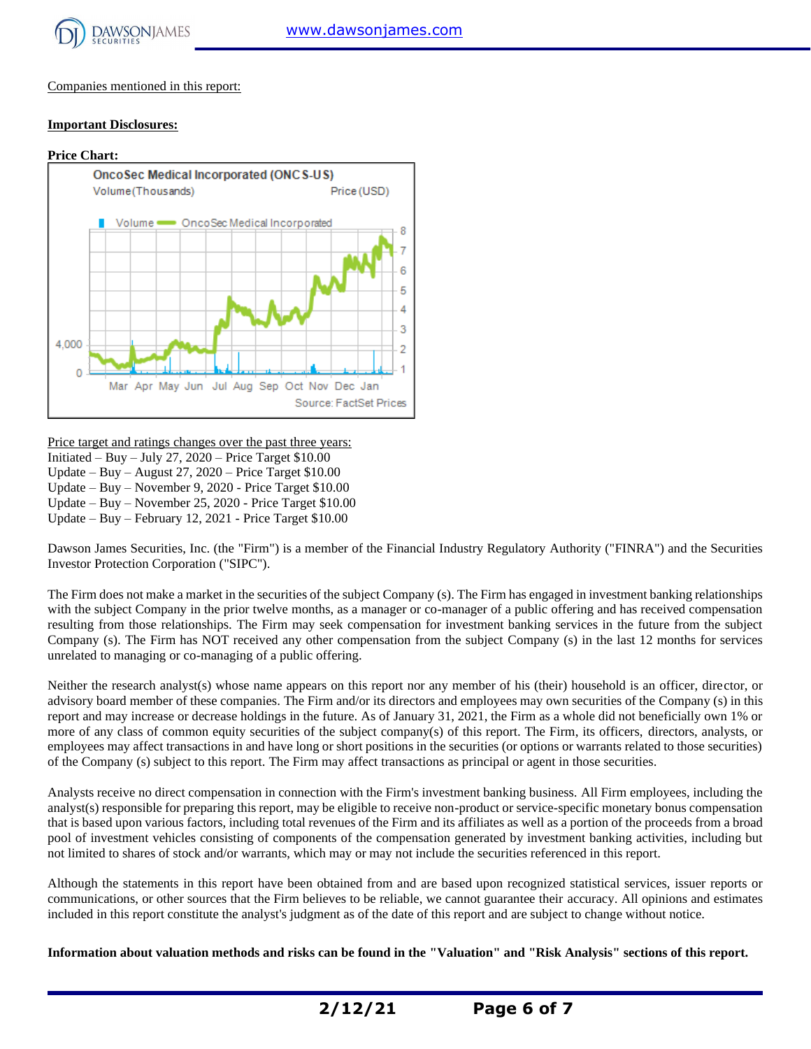Companies mentioned in this report:

**Important Disclosures:**

**Price Chart:**

Price target and ratings changes over the past three years:
Initiated – Buy – July 27, 2020 – Price Target $10.00
Update – Buy – August 27, 2020 – Price Target $10.00
Update – Buy – November 9, 2020 - Price Target $10.00
Update – Buy – November 25, 2020 - Price Target $10.00
Update – Buy – February 12, 2021 - Price Target $10.00

Dawson James Securities, Inc. (the "Firm") is a member of the Financial Industry Regulatory Authority ("FINRA") and the Securities Investor Protection Corporation ("SIPC").

The Firm does not make a market in the securities of the subject Company (s). The Firm has engaged in investment banking relationships with the subject Company in the prior twelve months, as a manager or co-manager of a public offering and has received compensation resulting from those relationships. The Firm may seek compensation for investment banking services in the future from the subject Company (s). The Firm has NOT received any other compensation from the subject Company (s) in the last 12 months for services unrelated to managing or co-managing of a public offering.

Neither the research analyst(s) whose name appears on this report nor any member of his (their) household is an officer, director, or advisory board member of these companies. The Firm and/or its directors and employees may own securities of the Company (s) in this report and may increase or decrease holdings in the future. As of January 31, 2021, the Firm as a whole did not beneficially own 1% or more of any class of common equity securities of the subject company(s) of this report. The Firm, its officers, directors, analysts, or employees may affect transactions in and have long or short positions in the securities (or options or warrants related to those securities) of the Company (s) subject to this report. The Firm may affect transactions as principal or agent in those securities.

Analysts receive no direct compensation in connection with the Firm's investment banking business. All Firm employees, including the analyst(s) responsible for preparing this report, may be eligible to receive non-product or service-specific monetary bonus compensation that is based upon various factors, including total revenues of the Firm and its affiliates as well as a portion of the proceeds from a broad pool of investment vehicles consisting of components of the compensation generated by investment banking activities, including but not limited to shares of stock and/or warrants, which may or may not include the securities referenced in this report.

Although the statements in this report have been obtained from and are based upon recognized statistical services, issuer reports or communications, or other sources that the Firm believes to be reliable, we cannot guarantee their accuracy. All opinions and estimates included in this report constitute the analyst's judgment as of the date of this report and are subject to change without notice.

**Information about valuation methods and risks can be found in the "Valuation" and "Risk Analysis" sections of this report.**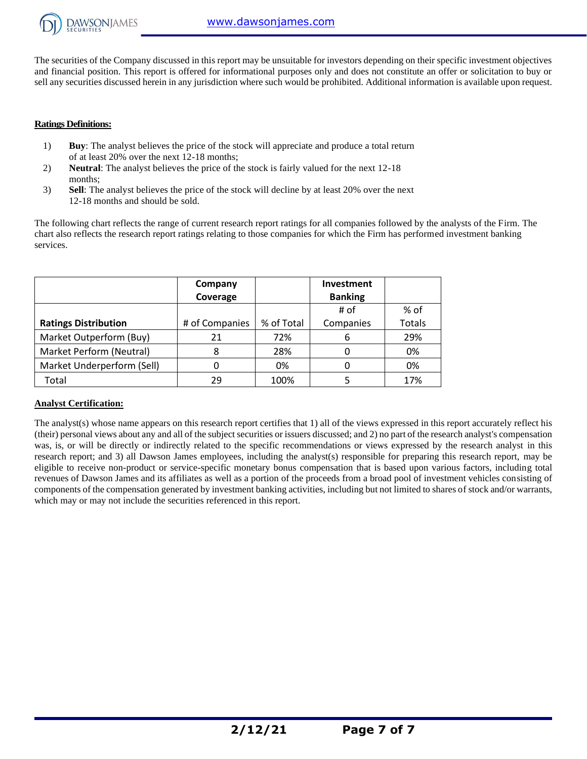The securities of the Company discussed in this report may be unsuitable for investors depending on their specific investment objectives and financial position. This report is offered for informational purposes only and does not constitute an offer or solicitation to buy or sell any securities discussed herein in any jurisdiction where such would be prohibited. Additional information is available upon request.

**Ratings Definitions:**

1) **Buy**: The analyst believes the price of the stock will appreciate and produce a total return of at least 20% over the next 12-18 months;
2) **Neutral**: The analyst believes the price of the stock is fairly valued for the next 12-18 months;
3) **Sell**: The analyst believes the price of the stock will decline by at least 20% over the next 12-18 months and should be sold.

The following chart reflects the range of current research report ratings for all companies followed by the analysts of the Firm. The chart also reflects the research report ratings relating to those companies for which the Firm has performed investment banking services.

| | **Company Coverage** | | **Investment Banking** | |
|---|---|---|---|---|
| **Ratings Distribution** | # of Companies | % of Total | # of Companies | % of Totals |
| Market Outperform (Buy) | 21 | 72% | 6 | 29% |
| Market Perform (Neutral) | 8 | 28% | 0 | 0% |
| Market Underperform (Sell) | 0 | 0% | 0 | 0% |
| Total | 29 | 100% | 5 | 17% |

**Analyst Certification:**

The analyst(s) whose name appears on this research report certifies that 1) all of the views expressed in this report accurately reflect his (their) personal views about any and all of the subject securities or issuers discussed; and 2) no part of the research analyst's compensation was, is, or will be directly or indirectly related to the specific recommendations or views expressed by the research analyst in this research report; and 3) all Dawson James employees, including the analyst(s) responsible for preparing this research report, may be eligible to receive non-product or service-specific monetary bonus compensation that is based upon various factors, including total revenues of Dawson James and its affiliates as well as a portion of the proceeds from a broad pool of investment vehicles consisting of components of the compensation generated by investment banking activities, including but not limited to shares of stock and/or warrants, which may or may not include the securities referenced in this report.